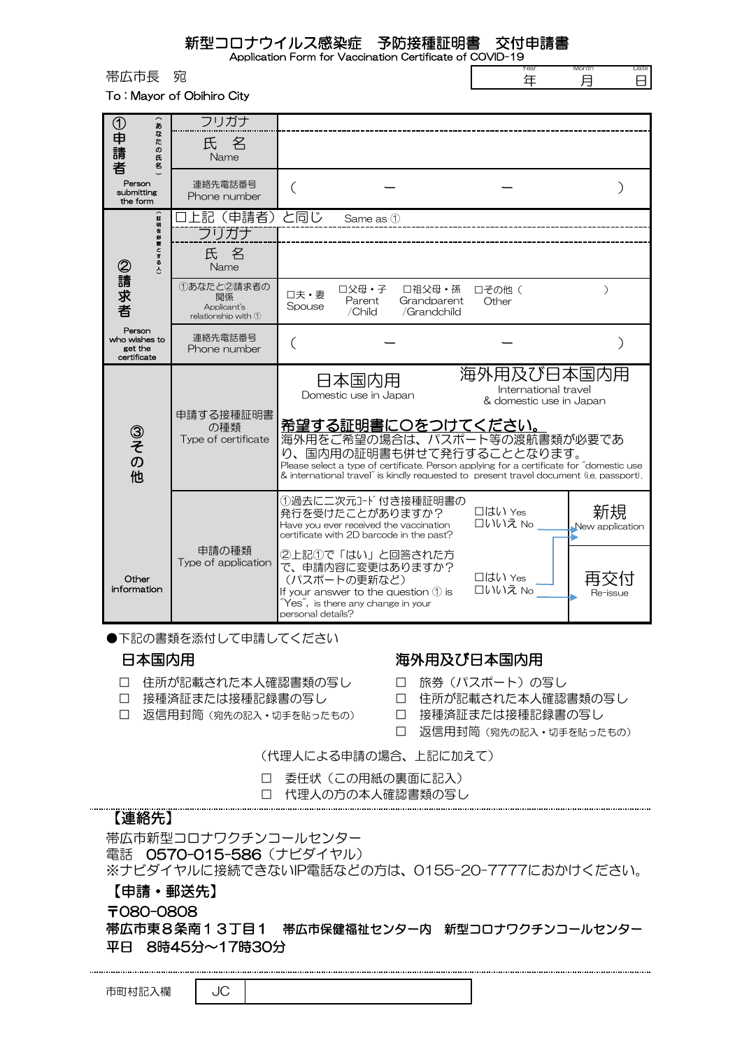# 新型コロナウイルス感染症　予防接種証明書　交付申請書

Application Form for Vaccination Certificate of COVID-19

帯広市長　宛

To：Mayor of Obihiro City

Year 年　Month 月　Date 日

| | | |
|---|---|---|
| ① 申請者（あなたの氏名） Person submitting the form | フリガナ | |
| | 氏　名 Name | |
| | 連絡先電話番号 Phone number | （　　　－　　　－　　　） |
| ② 請求者（証明を必要とする人） Person who wishes to get the certificate | □上記（申請者）と同じ　Same as ① | |
| | フリガナ | |
| | 氏　名 Name | |
| | ①あなたと②請求者の関係 Applicant's relationship with ① | □夫・妻 Spouse　□父母・子 Parent /Child　□祖父母・孫 Grandparent /Grandchild　□その他（　　　） Other |
| | 連絡先電話番号 Phone number | （　　　－　　　－　　　） |
| ③ その他 Other information | 申請する接種証明書の種類 Type of certificate | 日本国内用 Domestic use in Japan　／　海外用及び日本国内用 International travel & domestic use in Japan<br>**希望する証明書に○をつけてください。**<br>海外用をご希望の場合は、パスポート等の渡航書類が必要であり、国内用の証明書も併せて発行することとなります。<br>Please select a type of certificate. Person applying for a certificate for "domestic use & international travel" is kindly requested to present travel document (i.e. passport). |
| | 申請の種類 Type of application | ①過去に二次元ｺｰﾄﾞ付き接種証明書の発行を受けたことがありますか？ Have you ever received the vaccination certificate with 2D barcode in the past?　□はい Yes　□いいえ No<br>②上記①で「はい」と回答された方で、申請内容に変更はありますか？（パスポートの更新など） If your answer to the question ① is "Yes", is there any change in your personal details?　□はい Yes　□いいえ No<br>新規 New application ／ 再交付 Re-issue |

●下記の書類を添付して申請してください

**日本国内用**

- □　住所が記載された本人確認書類の写し
- □　接種済証または接種記録書の写し
- □　返信用封筒（宛先の記入・切手を貼ったもの）

**海外用及び日本国内用**

- □　旅券（パスポート）の写し
- □　住所が記載された本人確認書類の写し
- □　接種済証または接種記録書の写し
- □　返信用封筒（宛先の記入・切手を貼ったもの）

（代理人による申請の場合、上記に加えて）

- □　委任状（この用紙の裏面に記入）
- □　代理人の方の本人確認書類の写し

**【連絡先】**

帯広市新型コロナワクチンコールセンター

電話　**0570-015-586**（ナビダイヤル）

※ナビダイヤルに接続できないIP電話などの方は、0155-20-7777におかけください。

**【申請・郵送先】**

**〒080-0808**

**帯広市東８条南１３丁目１　帯広市保健福祉センター内　新型コロナワクチンコールセンター**

**平日　8時45分～17時30分**

市町村記入欄　JC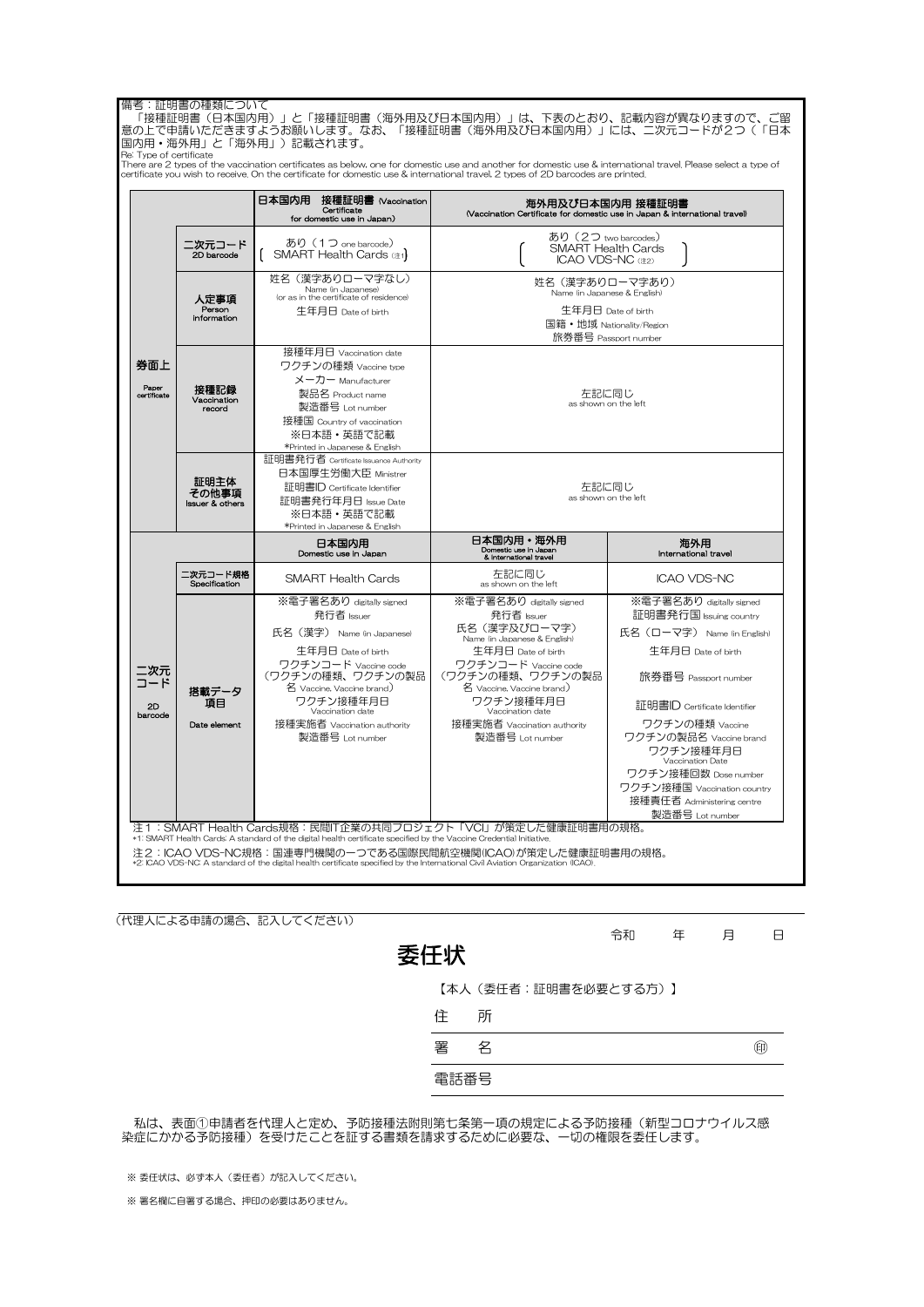備考：証明書の種類について

「接種証明書（日本国内用）」と「接種証明書（海外用及び日本国内用）」は、下表のとおり、記載内容が異なりますので、ご留意の上で申請いただきますようお願いします。なお、「接種証明書（海外用及び日本国内用）」には、二次元コードが2つ（「日本国内用・海外用」と「海外用」）記載されます。

Re: Type of certificate

There are 2 types of the vaccination certificates as below, one for domestic use and another for domestic use & international travel. Please select a type of certificate you wish to receive. On the certificate for domestic use & international travel, 2 types of 2D barcodes are printed.

| | | 日本国内用 接種証明書 (Vaccination Certificate for domestic use in Japan) | 海外用及び日本国内用 接種証明書 (Vaccination Certificate for domestic use in Japan & international travel) | |
|---|---|---|---|---|
| 券面上 Paper certificate | 二次元コード 2D barcode | あり（1つ one barcode） SMART Health Cards（注1） | あり（2つ two barcodes） SMART Health Cards ICAO VDS-NC（注2） | |
| | 人定事項 Person information | 姓名（漢字ありローマ字なし） Name (in Japanese) (or as in the certificate of residence)<br>生年月日 Date of birth | 姓名（漢字ありローマ字あり） Name (in Japanese & English)<br>生年月日 Date of birth<br>国籍・地域 Nationality/Region<br>旅券番号 Passport number | |
| | 接種記録 Vaccination record | 接種年月日 Vaccination date<br>ワクチンの種類 Vaccine type<br>メーカー Manufacturer<br>製品名 Product name<br>製造番号 Lot number<br>接種国 Country of vaccination<br>※日本語・英語で記載 *Printed in Japanese & English | 左記に同じ as shown on the left | |
| | 証明主体 その他事項 Issuer & others | 証明書発行者 Certificate Issuance Authority<br>日本国厚生労働大臣 Ministrer<br>証明書ID Certificate Identifier<br>証明書発行年月日 Issue Date<br>※日本語・英語で記載 *Printed in Japanese & English | 左記に同じ as shown on the left | |
| 二次元コード 2D barcode | | 日本国内用 Domestic use in Japan | 日本国内用・海外用 Domestic use in Japan & international travel | 海外用 International travel |
| | 二次元コード規格 Specification | SMART Health Cards | 左記に同じ as shown on the left | ICAO VDS-NC |
| | 搭載データ項目 Date element | ※電子署名あり digitally signed<br>発行者 Issuer<br>氏名（漢字） Name (in Japanese)<br>生年月日 Date of birth<br>ワクチンコード Vaccine code（ワクチンの種類、ワクチンの製品名 Vaccine, Vaccine brand）<br>ワクチン接種年月日 Vaccination date<br>接種実施者 Vaccination authority<br>製造番号 Lot number | ※電子署名あり digitally signed<br>発行者 Issuer<br>氏名（漢字及びローマ字） Name (in Japanese & English)<br>生年月日 Date of birth<br>ワクチンコード Vaccine code（ワクチンの種類、ワクチンの製品名 Vaccine, Vaccine brand）<br>ワクチン接種年月日 Vaccination date<br>接種実施者 Vaccination authority<br>製造番号 Lot number | ※電子署名あり digitally signed<br>証明書発行国 Issuing country<br>氏名（ローマ字） Name (in English)<br>生年月日 Date of birth<br>旅券番号 Passport number<br>証明書ID Certificate Identifier<br>ワクチンの種類 Vaccine<br>ワクチンの製品名 Vaccine brand<br>ワクチン接種年月日 Vaccination Date<br>ワクチン接種回数 Dose number<br>ワクチン接種国 Vaccination country<br>接種責任者 Administering centre<br>製造番号 Lot number |

注1：SMART Health Cards規格：民間IT企業の共同プロジェクト「VCI」が策定した健康証明書用の規格。
*1: SMART Health Cards: A standard of the digital health certificate specified by the Vaccine Credential Initiative.

注2：ICAO VDS-NC規格：国連専門機関の一つである国際民間航空機関(ICAO)が策定した健康証明書用の規格。
*2: ICAO VDS-NC: A standard of the digital health certificate specified by the International Civil Aviation Organization (ICAO).

（代理人による申請の場合、記入してください）

令和　　年　　月　　日

# 委任状

【本人（委任者：証明書を必要とする方）】

住　所

署　名　　　　　　　　　　　　　　　　　㊞

電話番号

私は、表面①申請者を代理人と定め、予防接種法附則第七条第一項の規定による予防接種（新型コロナウイルス感染症にかかる予防接種）を受けたことを証する書類を請求するために必要な、一切の権限を委任します。

※ 委任状は、必ず本人（委任者）が記入してください。

※ 署名欄に自署する場合、押印の必要はありません。